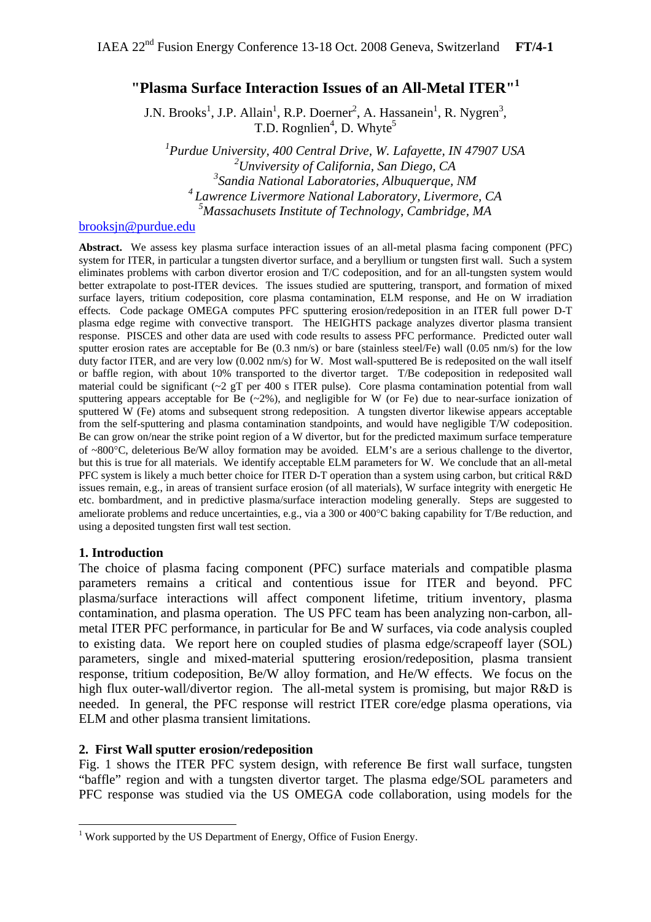# "Plasma Surface Interaction Issues of an All-Metal ITER"[1]

J.N. Brooks[1], J.P. Allain[1], R.P. Doerner[2], A. Hassanein[1], R. Nygren[3], T.D. Rognlien[4], D. Whyte[5]

[1]*Purdue University, 400 Central Drive, W. Lafayette, IN 47907 USA*
[2]*Unviversity of California, San Diego, CA*
[3]*Sandia National Laboratories, Albuquerque, NM*
[4]*Lawrence Livermore National Laboratory, Livermore, CA*
[5]*Massachusets Institute of Technology, Cambridge, MA*

brooksjn@purdue.edu

**Abstract.** We assess key plasma surface interaction issues of an all-metal plasma facing component (PFC) system for ITER, in particular a tungsten divertor surface, and a beryllium or tungsten first wall. Such a system eliminates problems with carbon divertor erosion and T/C codeposition, and for an all-tungsten system would better extrapolate to post-ITER devices. The issues studied are sputtering, transport, and formation of mixed surface layers, tritium codeposition, core plasma contamination, ELM response, and He on W irradiation effects. Code package OMEGA computes PFC sputtering erosion/redeposition in an ITER full power D-T plasma edge regime with convective transport. The HEIGHTS package analyzes divertor plasma transient response. PISCES and other data are used with code results to assess PFC performance. Predicted outer wall sputter erosion rates are acceptable for Be (0.3 nm/s) or bare (stainless steel/Fe) wall (0.05 nm/s) for the low duty factor ITER, and are very low (0.002 nm/s) for W. Most wall-sputtered Be is redeposited on the wall itself or baffle region, with about 10% transported to the divertor target. T/Be codeposition in redeposited wall material could be significant (~2 gT per 400 s ITER pulse). Core plasma contamination potential from wall sputtering appears acceptable for Be (~2%), and negligible for W (or Fe) due to near-surface ionization of sputtered W (Fe) atoms and subsequent strong redeposition. A tungsten divertor likewise appears acceptable from the self-sputtering and plasma contamination standpoints, and would have negligible T/W codeposition. Be can grow on/near the strike point region of a W divertor, but for the predicted maximum surface temperature of ~800°C, deleterious Be/W alloy formation may be avoided. ELM's are a serious challenge to the divertor, but this is true for all materials. We identify acceptable ELM parameters for W. We conclude that an all-metal PFC system is likely a much better choice for ITER D-T operation than a system using carbon, but critical R&D issues remain, e.g., in areas of transient surface erosion (of all materials), W surface integrity with energetic He etc. bombardment, and in predictive plasma/surface interaction modeling generally. Steps are suggested to ameliorate problems and reduce uncertainties, e.g., via a 300 or 400°C baking capability for T/Be reduction, and using a deposited tungsten first wall test section.

## 1. Introduction

The choice of plasma facing component (PFC) surface materials and compatible plasma parameters remains a critical and contentious issue for ITER and beyond. PFC plasma/surface interactions will affect component lifetime, tritium inventory, plasma contamination, and plasma operation. The US PFC team has been analyzing non-carbon, all-metal ITER PFC performance, in particular for Be and W surfaces, via code analysis coupled to existing data. We report here on coupled studies of plasma edge/scrapeoff layer (SOL) parameters, single and mixed-material sputtering erosion/redeposition, plasma transient response, tritium codeposition, Be/W alloy formation, and He/W effects. We focus on the high flux outer-wall/divertor region. The all-metal system is promising, but major R&D is needed. In general, the PFC response will restrict ITER core/edge plasma operations, via ELM and other plasma transient limitations.

## 2. First Wall sputter erosion/redeposition

Fig. 1 shows the ITER PFC system design, with reference Be first wall surface, tungsten "baffle" region and with a tungsten divertor target. The plasma edge/SOL parameters and PFC response was studied via the US OMEGA code collaboration, using models for the

[1] Work supported by the US Department of Energy, Office of Fusion Energy.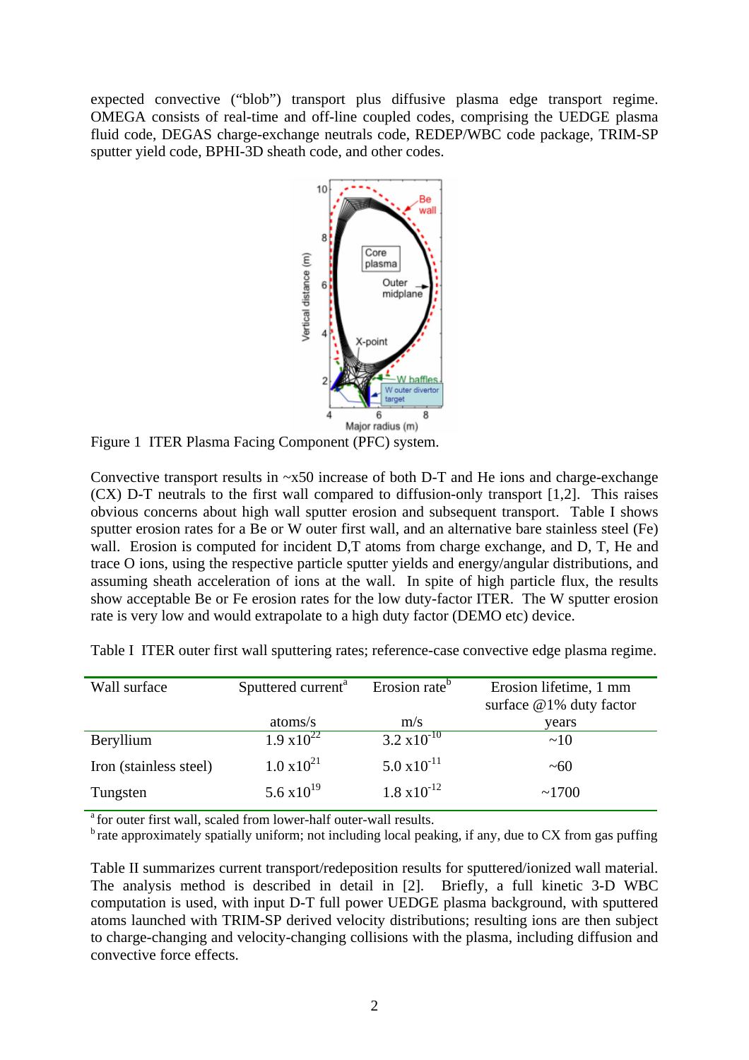expected convective ("blob") transport plus diffusive plasma edge transport regime. OMEGA consists of real-time and off-line coupled codes, comprising the UEDGE plasma fluid code, DEGAS charge-exchange neutrals code, REDEP/WBC code package, TRIM-SP sputter yield code, BPHI-3D sheath code, and other codes.

Figure 1 ITER Plasma Facing Component (PFC) system.

Convective transport results in ~x50 increase of both D-T and He ions and charge-exchange (CX) D-T neutrals to the first wall compared to diffusion-only transport [1,2]. This raises obvious concerns about high wall sputter erosion and subsequent transport. Table I shows sputter erosion rates for a Be or W outer first wall, and an alternative bare stainless steel (Fe) wall. Erosion is computed for incident D,T atoms from charge exchange, and D, T, He and trace O ions, using the respective particle sputter yields and energy/angular distributions, and assuming sheath acceleration of ions at the wall. In spite of high particle flux, the results show acceptable Be or Fe erosion rates for the low duty-factor ITER. The W sputter erosion rate is very low and would extrapolate to a high duty factor (DEMO etc) device.

Table I ITER outer first wall sputtering rates; reference-case convective edge plasma regime.

| Wall surface | Sputtered current[a] atoms/s | Erosion rate[b] m/s | Erosion lifetime, 1 mm surface @1% duty factor years |
|---|---|---|---|
| Beryllium | $1.9 \times 10^{22}$ | $3.2 \times 10^{-10}$ | ~10 |
| Iron (stainless steel) | $1.0 \times 10^{21}$ | $5.0 \times 10^{-11}$ | ~60 |
| Tungsten | $5.6 \times 10^{19}$ | $1.8 \times 10^{-12}$ | ~1700 |

[a] for outer first wall, scaled from lower-half outer-wall results.
[b] rate approximately spatially uniform; not including local peaking, if any, due to CX from gas puffing

Table II summarizes current transport/redeposition results for sputtered/ionized wall material. The analysis method is described in detail in [2]. Briefly, a full kinetic 3-D WBC computation is used, with input D-T full power UEDGE plasma background, with sputtered atoms launched with TRIM-SP derived velocity distributions; resulting ions are then subject to charge-changing and velocity-changing collisions with the plasma, including diffusion and convective force effects.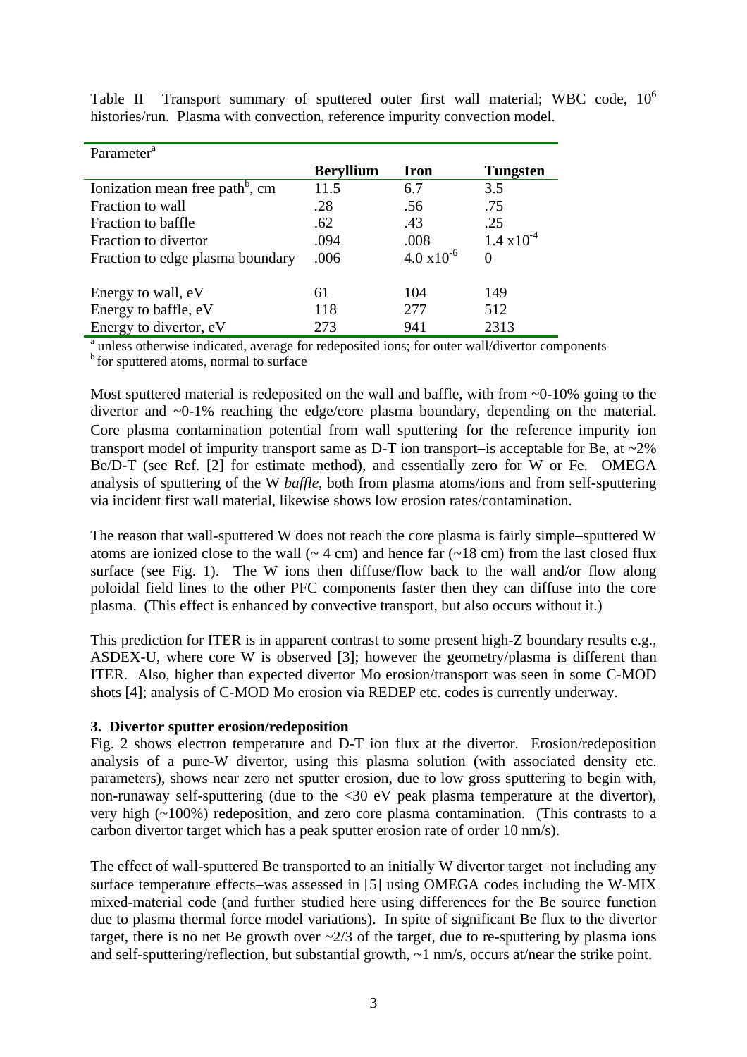Table II Transport summary of sputtered outer first wall material; WBC code, $10^6$ histories/run. Plasma with convection, reference impurity convection model.

| Parameter[a] | **Beryllium** | **Iron** | **Tungsten** |
|---|---|---|---|
| Ionization mean free path[b], cm | 11.5 | 6.7 | 3.5 |
| Fraction to wall | .28 | .56 | .75 |
| Fraction to baffle | .62 | .43 | .25 |
| Fraction to divertor | .094 | .008 | $1.4 \times 10^{-4}$ |
| Fraction to edge plasma boundary | .006 | $4.0 \times 10^{-6}$ | 0 |
| Energy to wall, eV | 61 | 104 | 149 |
| Energy to baffle, eV | 118 | 277 | 512 |
| Energy to divertor, eV | 273 | 941 | 2313 |

[a] unless otherwise indicated, average for redeposited ions; for outer wall/divertor components
[b] for sputtered atoms, normal to surface

Most sputtered material is redeposited on the wall and baffle, with from ~0-10% going to the divertor and ~0-1% reaching the edge/core plasma boundary, depending on the material. Core plasma contamination potential from wall sputtering–for the reference impurity ion transport model of impurity transport same as D-T ion transport–is acceptable for Be, at ~2% Be/D-T (see Ref. [2] for estimate method), and essentially zero for W or Fe. OMEGA analysis of sputtering of the W *baffle*, both from plasma atoms/ions and from self-sputtering via incident first wall material, likewise shows low erosion rates/contamination.

The reason that wall-sputtered W does not reach the core plasma is fairly simple–sputtered W atoms are ionized close to the wall (~ 4 cm) and hence far (~18 cm) from the last closed flux surface (see Fig. 1). The W ions then diffuse/flow back to the wall and/or flow along poloidal field lines to the other PFC components faster then they can diffuse into the core plasma. (This effect is enhanced by convective transport, but also occurs without it.)

This prediction for ITER is in apparent contrast to some present high-Z boundary results e.g., ASDEX-U, where core W is observed [3]; however the geometry/plasma is different than ITER. Also, higher than expected divertor Mo erosion/transport was seen in some C-MOD shots [4]; analysis of C-MOD Mo erosion via REDEP etc. codes is currently underway.

### 3. Divertor sputter erosion/redeposition

Fig. 2 shows electron temperature and D-T ion flux at the divertor. Erosion/redeposition analysis of a pure-W divertor, using this plasma solution (with associated density etc. parameters), shows near zero net sputter erosion, due to low gross sputtering to begin with, non-runaway self-sputtering (due to the <30 eV peak plasma temperature at the divertor), very high (~100%) redeposition, and zero core plasma contamination. (This contrasts to a carbon divertor target which has a peak sputter erosion rate of order 10 nm/s).

The effect of wall-sputtered Be transported to an initially W divertor target–not including any surface temperature effects–was assessed in [5] using OMEGA codes including the W-MIX mixed-material code (and further studied here using differences for the Be source function due to plasma thermal force model variations). In spite of significant Be flux to the divertor target, there is no net Be growth over ~2/3 of the target, due to re-sputtering by plasma ions and self-sputtering/reflection, but substantial growth, ~1 nm/s, occurs at/near the strike point.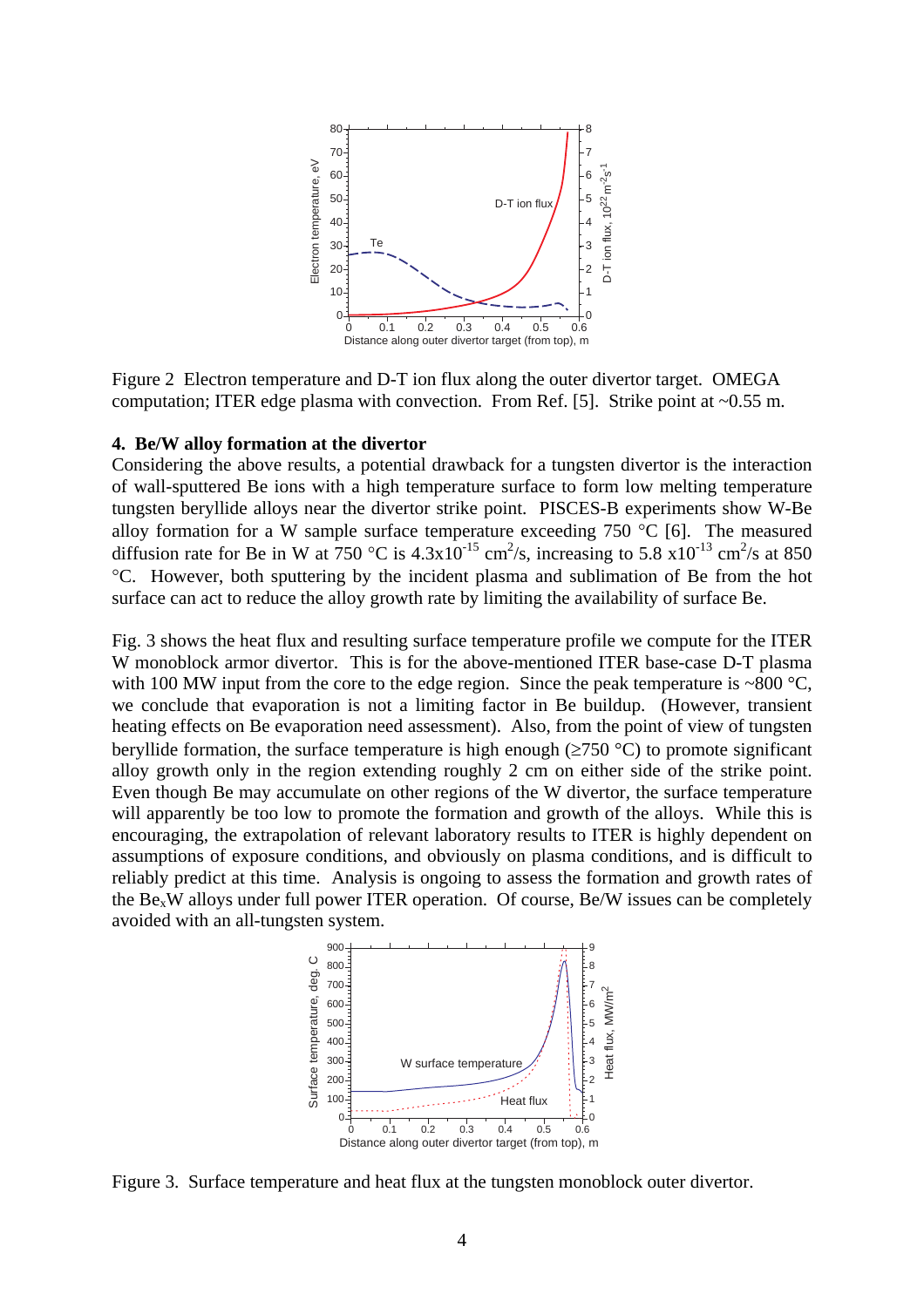Figure 2 Electron temperature and D-T ion flux along the outer divertor target. OMEGA computation; ITER edge plasma with convection. From Ref. [5]. Strike point at ~0.55 m.

### 4. Be/W alloy formation at the divertor

Considering the above results, a potential drawback for a tungsten divertor is the interaction of wall-sputtered Be ions with a high temperature surface to form low melting temperature tungsten beryllide alloys near the divertor strike point. PISCES-B experiments show W-Be alloy formation for a W sample surface temperature exceeding 750 °C [6]. The measured diffusion rate for Be in W at 750 °C is $4.3\times10^{-15}$ $cm^2/s$, increasing to $5.8\times10^{-13}$ $cm^2/s$ at 850 °C. However, both sputtering by the incident plasma and sublimation of Be from the hot surface can act to reduce the alloy growth rate by limiting the availability of surface Be.

Fig. 3 shows the heat flux and resulting surface temperature profile we compute for the ITER W monoblock armor divertor. This is for the above-mentioned ITER base-case D-T plasma with 100 MW input from the core to the edge region. Since the peak temperature is ~800 °C, we conclude that evaporation is not a limiting factor in Be buildup. (However, transient heating effects on Be evaporation need assessment). Also, from the point of view of tungsten beryllide formation, the surface temperature is high enough (≥750 °C) to promote significant alloy growth only in the region extending roughly 2 cm on either side of the strike point. Even though Be may accumulate on other regions of the W divertor, the surface temperature will apparently be too low to promote the formation and growth of the alloys. While this is encouraging, the extrapolation of relevant laboratory results to ITER is highly dependent on assumptions of exposure conditions, and obviously on plasma conditions, and is difficult to reliably predict at this time. Analysis is ongoing to assess the formation and growth rates of the $Be_xW$ alloys under full power ITER operation. Of course, Be/W issues can be completely avoided with an all-tungsten system.

Figure 3. Surface temperature and heat flux at the tungsten monoblock outer divertor.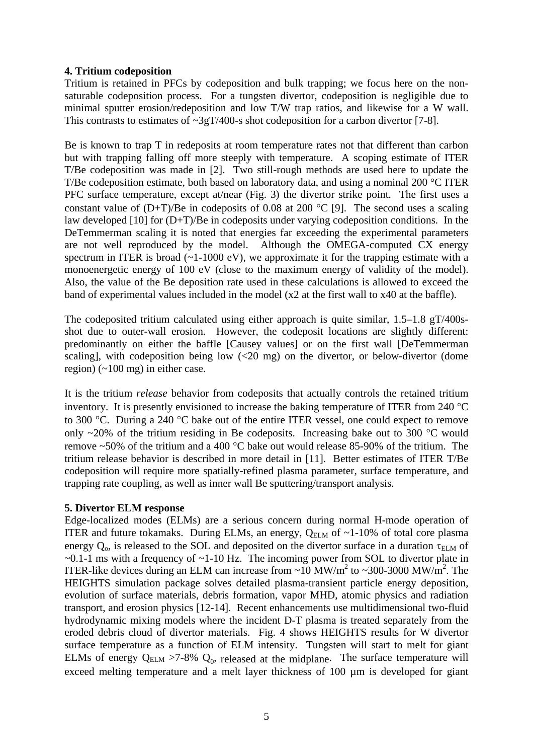### 4. Tritium codeposition

Tritium is retained in PFCs by codeposition and bulk trapping; we focus here on the non-saturable codeposition process. For a tungsten divertor, codeposition is negligible due to minimal sputter erosion/redeposition and low T/W trap ratios, and likewise for a W wall. This contrasts to estimates of ~3gT/400-s shot codeposition for a carbon divertor [7-8].

Be is known to trap T in redeposits at room temperature rates not that different than carbon but with trapping falling off more steeply with temperature. A scoping estimate of ITER T/Be codeposition was made in [2]. Two still-rough methods are used here to update the T/Be codeposition estimate, both based on laboratory data, and using a nominal 200 °C ITER PFC surface temperature, except at/near (Fig. 3) the divertor strike point. The first uses a constant value of (D+T)/Be in codeposits of 0.08 at 200 °C [9]. The second uses a scaling law developed [10] for (D+T)/Be in codeposits under varying codeposition conditions. In the DeTemmerman scaling it is noted that energies far exceeding the experimental parameters are not well reproduced by the model. Although the OMEGA-computed CX energy spectrum in ITER is broad (~1-1000 eV), we approximate it for the trapping estimate with a monoenergetic energy of 100 eV (close to the maximum energy of validity of the model). Also, the value of the Be deposition rate used in these calculations is allowed to exceed the band of experimental values included in the model (x2 at the first wall to x40 at the baffle).

The codeposited tritium calculated using either approach is quite similar, 1.5–1.8 gT/400s-shot due to outer-wall erosion. However, the codeposit locations are slightly different: predominantly on either the baffle [Causey values] or on the first wall [DeTemmerman scaling], with codeposition being low (<20 mg) on the divertor, or below-divertor (dome region) (~100 mg) in either case.

It is the tritium *release* behavior from codeposits that actually controls the retained tritium inventory. It is presently envisioned to increase the baking temperature of ITER from 240 °C to 300 °C. During a 240 °C bake out of the entire ITER vessel, one could expect to remove only ~20% of the tritium residing in Be codeposits. Increasing bake out to 300 °C would remove ~50% of the tritium and a 400 °C bake out would release 85-90% of the tritium. The tritium release behavior is described in more detail in [11]. Better estimates of ITER T/Be codeposition will require more spatially-refined plasma parameter, surface temperature, and trapping rate coupling, as well as inner wall Be sputtering/transport analysis.

### 5. Divertor ELM response

Edge-localized modes (ELMs) are a serious concern during normal H-mode operation of ITER and future tokamaks. During ELMs, an energy, $Q_{ELM}$ of ~1-10% of total core plasma energy $Q_o$, is released to the SOL and deposited on the divertor surface in a duration $\tau_{ELM}$ of ~0.1-1 ms with a frequency of ~1-10 Hz. The incoming power from SOL to divertor plate in ITER-like devices during an ELM can increase from ~10 MW/m$^2$ to ~300-3000 MW/m$^2$. The HEIGHTS simulation package solves detailed plasma-transient particle energy deposition, evolution of surface materials, debris formation, vapor MHD, atomic physics and radiation transport, and erosion physics [12-14]. Recent enhancements use multidimensional two-fluid hydrodynamic mixing models where the incident D-T plasma is treated separately from the eroded debris cloud of divertor materials. Fig. 4 shows HEIGHTS results for W divertor surface temperature as a function of ELM intensity. Tungsten will start to melt for giant ELMs of energy $Q_{ELM}$ >7-8% $Q_0$, released at the midplane. The surface temperature will exceed melting temperature and a melt layer thickness of 100 µm is developed for giant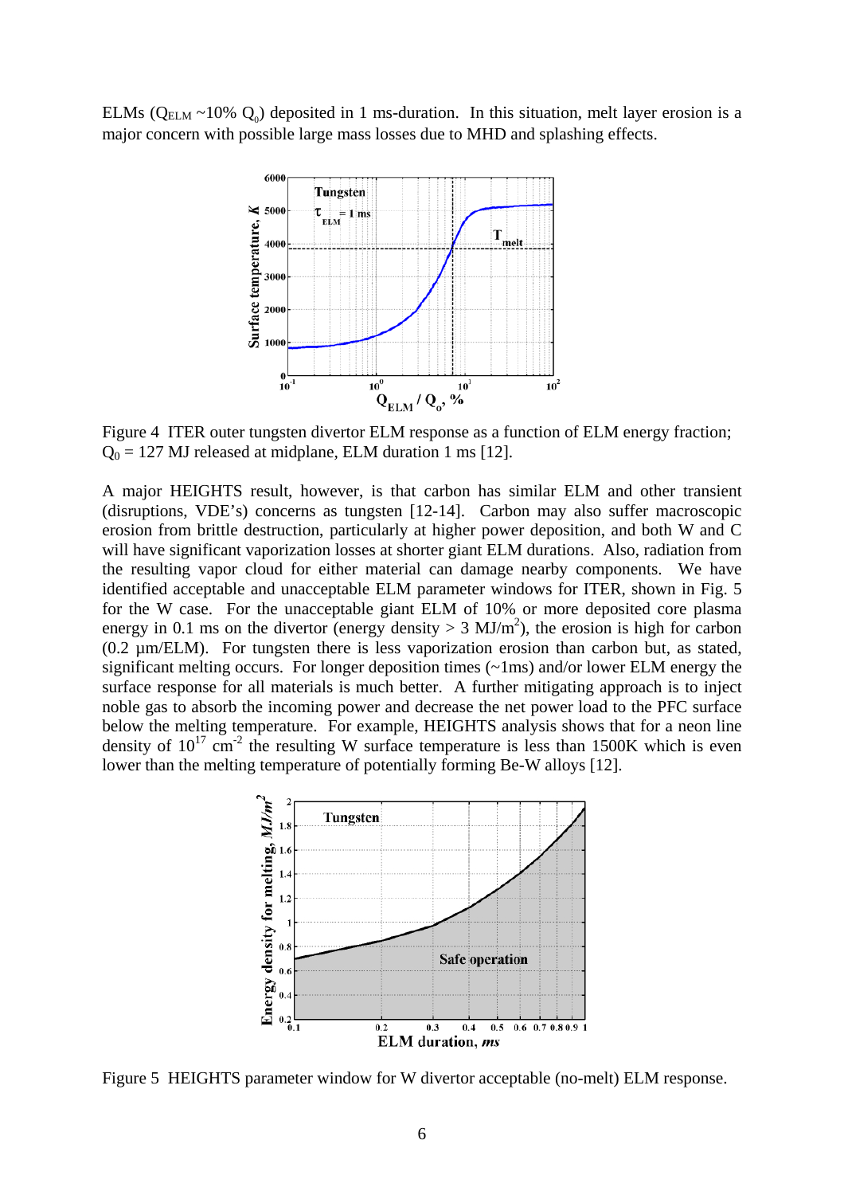ELMs ($Q_{ELM}$ ~10% $Q_0$) deposited in 1 ms-duration. In this situation, melt layer erosion is a major concern with possible large mass losses due to MHD and splashing effects.

Figure 4 ITER outer tungsten divertor ELM response as a function of ELM energy fraction; $Q_0$ = 127 MJ released at midplane, ELM duration 1 ms [12].

A major HEIGHTS result, however, is that carbon has similar ELM and other transient (disruptions, VDE's) concerns as tungsten [12-14]. Carbon may also suffer macroscopic erosion from brittle destruction, particularly at higher power deposition, and both W and C will have significant vaporization losses at shorter giant ELM durations. Also, radiation from the resulting vapor cloud for either material can damage nearby components. We have identified acceptable and unacceptable ELM parameter windows for ITER, shown in Fig. 5 for the W case. For the unacceptable giant ELM of 10% or more deposited core plasma energy in 0.1 ms on the divertor (energy density > 3 MJ/m$^2$), the erosion is high for carbon (0.2 µm/ELM). For tungsten there is less vaporization erosion than carbon but, as stated, significant melting occurs. For longer deposition times (~1ms) and/or lower ELM energy the surface response for all materials is much better. A further mitigating approach is to inject noble gas to absorb the incoming power and decrease the net power load to the PFC surface below the melting temperature. For example, HEIGHTS analysis shows that for a neon line density of $10^{17}$ cm$^{-2}$ the resulting W surface temperature is less than 1500K which is even lower than the melting temperature of potentially forming Be-W alloys [12].

Figure 5 HEIGHTS parameter window for W divertor acceptable (no-melt) ELM response.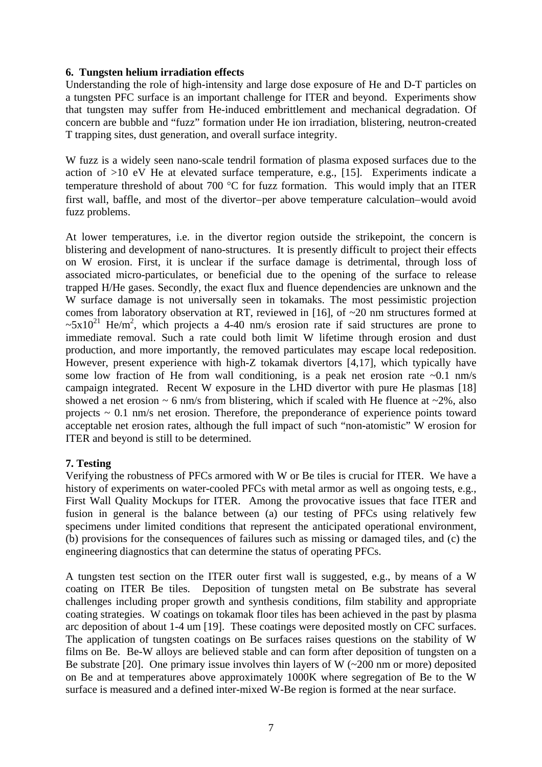### 6. Tungsten helium irradiation effects

Understanding the role of high-intensity and large dose exposure of He and D-T particles on a tungsten PFC surface is an important challenge for ITER and beyond. Experiments show that tungsten may suffer from He-induced embrittlement and mechanical degradation. Of concern are bubble and "fuzz" formation under He ion irradiation, blistering, neutron-created T trapping sites, dust generation, and overall surface integrity.

W fuzz is a widely seen nano-scale tendril formation of plasma exposed surfaces due to the action of >10 eV He at elevated surface temperature, e.g., [15]. Experiments indicate a temperature threshold of about 700 °C for fuzz formation. This would imply that an ITER first wall, baffle, and most of the divertor–per above temperature calculation–would avoid fuzz problems.

At lower temperatures, i.e. in the divertor region outside the strikepoint, the concern is blistering and development of nano-structures. It is presently difficult to project their effects on W erosion. First, it is unclear if the surface damage is detrimental, through loss of associated micro-particulates, or beneficial due to the opening of the surface to release trapped H/He gases. Secondly, the exact flux and fluence dependencies are unknown and the W surface damage is not universally seen in tokamaks. The most pessimistic projection comes from laboratory observation at RT, reviewed in [16], of ~20 nm structures formed at $\sim 5\times10^{21}$ He/m$^2$, which projects a 4-40 nm/s erosion rate if said structures are prone to immediate removal. Such a rate could both limit W lifetime through erosion and dust production, and more importantly, the removed particulates may escape local redeposition. However, present experience with high-Z tokamak divertors [4,17], which typically have some low fraction of He from wall conditioning, is a peak net erosion rate ~0.1 nm/s campaign integrated. Recent W exposure in the LHD divertor with pure He plasmas [18] showed a net erosion ~ 6 nm/s from blistering, which if scaled with He fluence at ~2%, also projects ~ 0.1 nm/s net erosion. Therefore, the preponderance of experience points toward acceptable net erosion rates, although the full impact of such "non-atomistic" W erosion for ITER and beyond is still to be determined.

### 7. Testing

Verifying the robustness of PFCs armored with W or Be tiles is crucial for ITER. We have a history of experiments on water-cooled PFCs with metal armor as well as ongoing tests, e.g., First Wall Quality Mockups for ITER. Among the provocative issues that face ITER and fusion in general is the balance between (a) our testing of PFCs using relatively few specimens under limited conditions that represent the anticipated operational environment, (b) provisions for the consequences of failures such as missing or damaged tiles, and (c) the engineering diagnostics that can determine the status of operating PFCs.

A tungsten test section on the ITER outer first wall is suggested, e.g., by means of a W coating on ITER Be tiles. Deposition of tungsten metal on Be substrate has several challenges including proper growth and synthesis conditions, film stability and appropriate coating strategies. W coatings on tokamak floor tiles has been achieved in the past by plasma arc deposition of about 1-4 um [19]. These coatings were deposited mostly on CFC surfaces. The application of tungsten coatings on Be surfaces raises questions on the stability of W films on Be. Be-W alloys are believed stable and can form after deposition of tungsten on a Be substrate [20]. One primary issue involves thin layers of W (~200 nm or more) deposited on Be and at temperatures above approximately 1000K where segregation of Be to the W surface is measured and a defined inter-mixed W-Be region is formed at the near surface.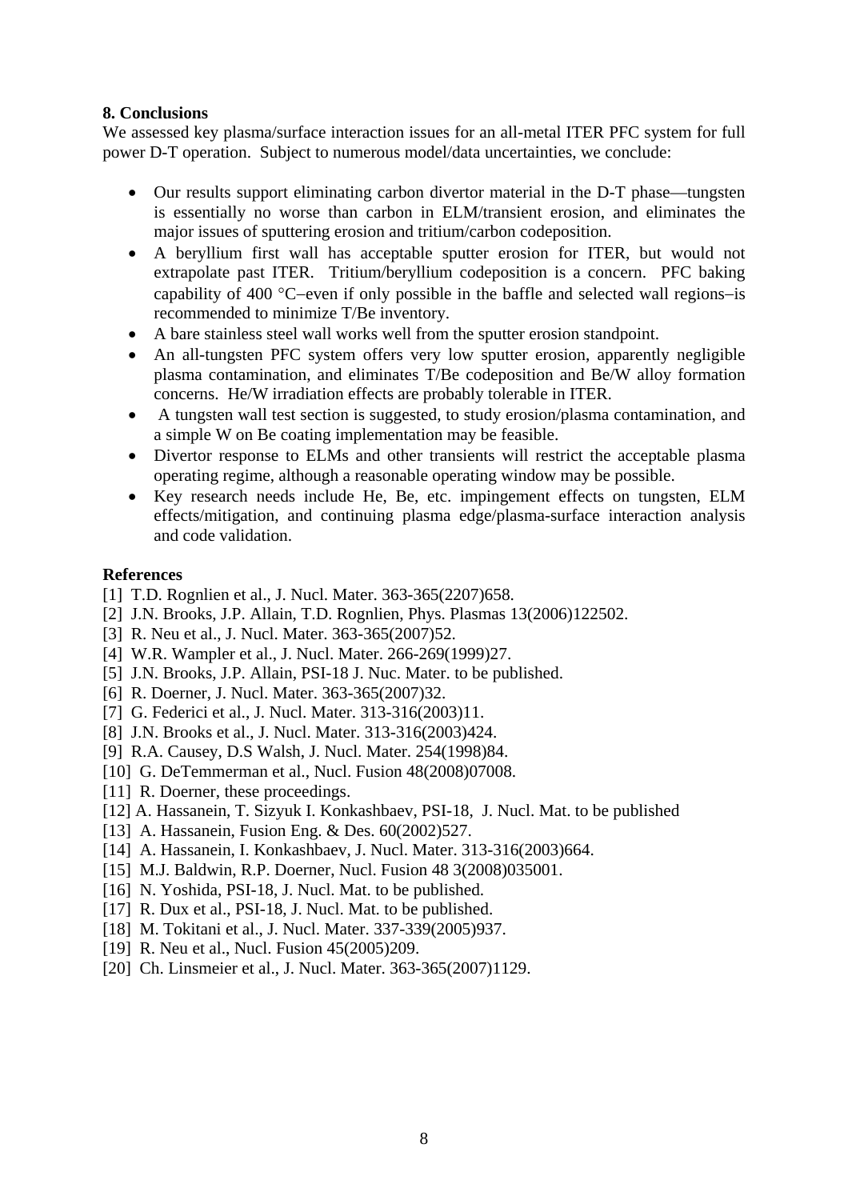**8. Conclusions**

We assessed key plasma/surface interaction issues for an all-metal ITER PFC system for full power D-T operation. Subject to numerous model/data uncertainties, we conclude:

- Our results support eliminating carbon divertor material in the D-T phase—tungsten is essentially no worse than carbon in ELM/transient erosion, and eliminates the major issues of sputtering erosion and tritium/carbon codeposition.
- A beryllium first wall has acceptable sputter erosion for ITER, but would not extrapolate past ITER. Tritium/beryllium codeposition is a concern. PFC baking capability of 400 °C–even if only possible in the baffle and selected wall regions–is recommended to minimize T/Be inventory.
- A bare stainless steel wall works well from the sputter erosion standpoint.
- An all-tungsten PFC system offers very low sputter erosion, apparently negligible plasma contamination, and eliminates T/Be codeposition and Be/W alloy formation concerns. He/W irradiation effects are probably tolerable in ITER.
- A tungsten wall test section is suggested, to study erosion/plasma contamination, and a simple W on Be coating implementation may be feasible.
- Divertor response to ELMs and other transients will restrict the acceptable plasma operating regime, although a reasonable operating window may be possible.
- Key research needs include He, Be, etc. impingement effects on tungsten, ELM effects/mitigation, and continuing plasma edge/plasma-surface interaction analysis and code validation.

**References**

[1] T.D. Rognlien et al., J. Nucl. Mater. 363-365(2207)658.
[2] J.N. Brooks, J.P. Allain, T.D. Rognlien, Phys. Plasmas 13(2006)122502.
[3] R. Neu et al., J. Nucl. Mater. 363-365(2007)52.
[4] W.R. Wampler et al., J. Nucl. Mater. 266-269(1999)27.
[5] J.N. Brooks, J.P. Allain, PSI-18 J. Nuc. Mater. to be published.
[6] R. Doerner, J. Nucl. Mater. 363-365(2007)32.
[7] G. Federici et al., J. Nucl. Mater. 313-316(2003)11.
[8] J.N. Brooks et al., J. Nucl. Mater. 313-316(2003)424.
[9] R.A. Causey, D.S Walsh, J. Nucl. Mater. 254(1998)84.
[10] G. DeTemmerman et al., Nucl. Fusion 48(2008)07008.
[11] R. Doerner, these proceedings.
[12] A. Hassanein, T. Sizyuk I. Konkashbaev, PSI-18, J. Nucl. Mat. to be published
[13] A. Hassanein, Fusion Eng. & Des. 60(2002)527.
[14] A. Hassanein, I. Konkashbaev, J. Nucl. Mater. 313-316(2003)664.
[15] M.J. Baldwin, R.P. Doerner, Nucl. Fusion 48 3(2008)035001.
[16] N. Yoshida, PSI-18, J. Nucl. Mat. to be published.
[17] R. Dux et al., PSI-18, J. Nucl. Mat. to be published.
[18] M. Tokitani et al., J. Nucl. Mater. 337-339(2005)937.
[19] R. Neu et al., Nucl. Fusion 45(2005)209.
[20] Ch. Linsmeier et al., J. Nucl. Mater. 363-365(2007)1129.